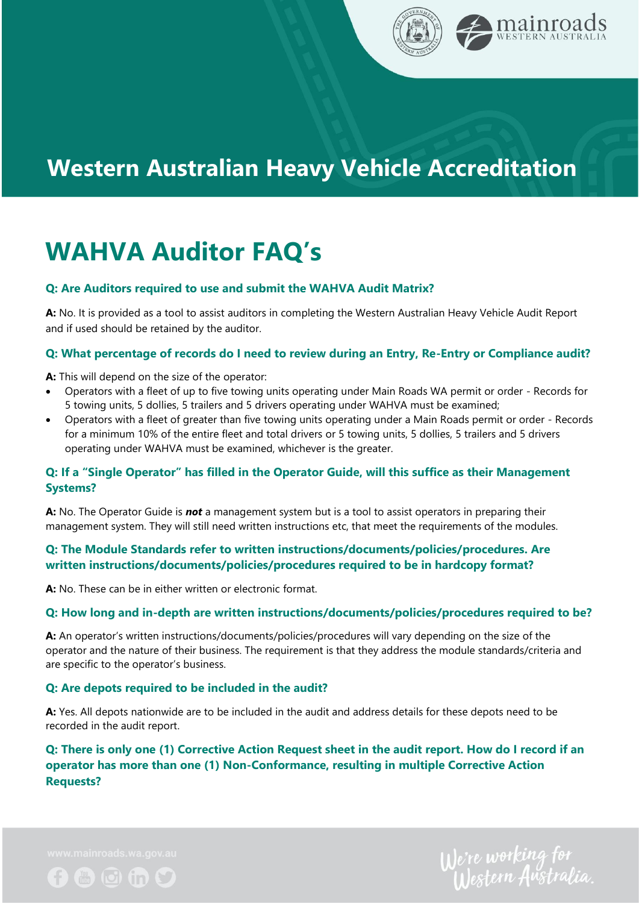# Western Australian Heavy Vehicle Accreditation

## WAHVA Auditor FAQ's

### Q: Are Auditors required to use and submit the WAHVA Audit Matrix?

**A:** No. It is provided as a tool to assist auditors in completing the Western Australian Heavy Vehicle Audit Report and if used should be retained by the auditor.

### Q: What percentage of records do I need to review during an Entry, Re-Entry or Compliance audit?

**A:** This will depend on the size of the operator:

- Operators with a fleet of up to five towing units operating under Main Roads WA permit or order - Records for 5 towing units, 5 dollies, 5 trailers and 5 drivers operating under WAHVA must be examined;
- Operators with a fleet of greater than five towing units operating under a Main Roads permit or order - Records for a minimum 10% of the entire fleet and total drivers or 5 towing units, 5 dollies, 5 trailers and 5 drivers operating under WAHVA must be examined, whichever is the greater.

### Q: If a "Single Operator" has filled in the Operator Guide, will this suffice as their Management Systems?

**A:** No. The Operator Guide is ***not*** a management system but is a tool to assist operators in preparing their management system. They will still need written instructions etc, that meet the requirements of the modules.

### Q: The Module Standards refer to written instructions/documents/policies/procedures. Are written instructions/documents/policies/procedures required to be in hardcopy format?

**A:** No. These can be in either written or electronic format.

### Q: How long and in-depth are written instructions/documents/policies/procedures required to be?

**A:** An operator's written instructions/documents/policies/procedures will vary depending on the size of the operator and the nature of their business. The requirement is that they address the module standards/criteria and are specific to the operator's business.

### Q: Are depots required to be included in the audit?

**A:** Yes. All depots nationwide are to be included in the audit and address details for these depots need to be recorded in the audit report.

### Q: There is only one (1) Corrective Action Request sheet in the audit report. How do I record if an operator has more than one (1) Non-Conformance, resulting in multiple Corrective Action Requests?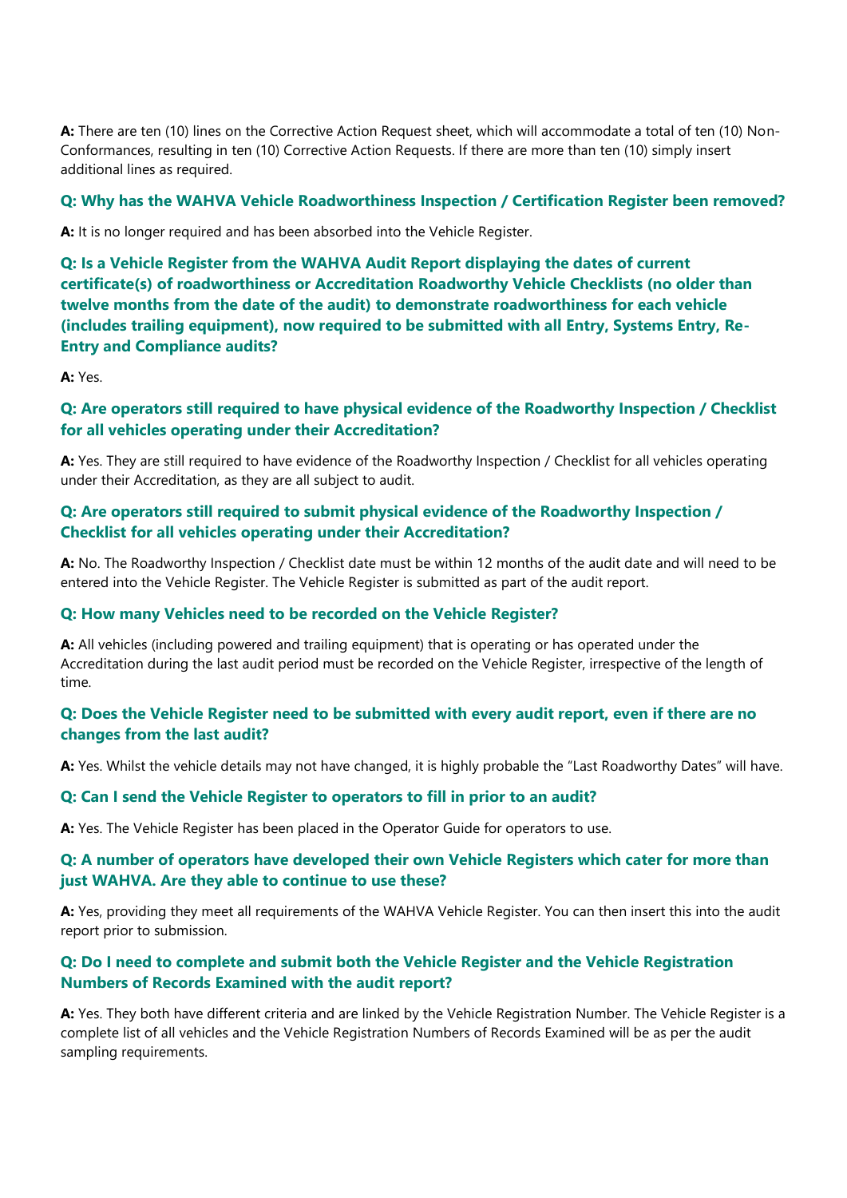**A:** There are ten (10) lines on the Corrective Action Request sheet, which will accommodate a total of ten (10) Non-Conformances, resulting in ten (10) Corrective Action Requests. If there are more than ten (10) simply insert additional lines as required.

### Q: Why has the WAHVA Vehicle Roadworthiness Inspection / Certification Register been removed?

**A:** It is no longer required and has been absorbed into the Vehicle Register.

### Q: Is a Vehicle Register from the WAHVA Audit Report displaying the dates of current certificate(s) of roadworthiness or Accreditation Roadworthy Vehicle Checklists (no older than twelve months from the date of the audit) to demonstrate roadworthiness for each vehicle (includes trailing equipment), now required to be submitted with all Entry, Systems Entry, Re-Entry and Compliance audits?

**A:** Yes.

### Q: Are operators still required to have physical evidence of the Roadworthy Inspection / Checklist for all vehicles operating under their Accreditation?

**A:** Yes. They are still required to have evidence of the Roadworthy Inspection / Checklist for all vehicles operating under their Accreditation, as they are all subject to audit.

### Q: Are operators still required to submit physical evidence of the Roadworthy Inspection / Checklist for all vehicles operating under their Accreditation?

**A:** No. The Roadworthy Inspection / Checklist date must be within 12 months of the audit date and will need to be entered into the Vehicle Register. The Vehicle Register is submitted as part of the audit report.

### Q: How many Vehicles need to be recorded on the Vehicle Register?

**A:** All vehicles (including powered and trailing equipment) that is operating or has operated under the Accreditation during the last audit period must be recorded on the Vehicle Register, irrespective of the length of time.

### Q: Does the Vehicle Register need to be submitted with every audit report, even if there are no changes from the last audit?

**A:** Yes. Whilst the vehicle details may not have changed, it is highly probable the "Last Roadworthy Dates" will have.

### Q: Can I send the Vehicle Register to operators to fill in prior to an audit?

**A:** Yes. The Vehicle Register has been placed in the Operator Guide for operators to use.

### Q: A number of operators have developed their own Vehicle Registers which cater for more than just WAHVA. Are they able to continue to use these?

**A:** Yes, providing they meet all requirements of the WAHVA Vehicle Register. You can then insert this into the audit report prior to submission.

### Q: Do I need to complete and submit both the Vehicle Register and the Vehicle Registration Numbers of Records Examined with the audit report?

**A:** Yes. They both have different criteria and are linked by the Vehicle Registration Number. The Vehicle Register is a complete list of all vehicles and the Vehicle Registration Numbers of Records Examined will be as per the audit sampling requirements.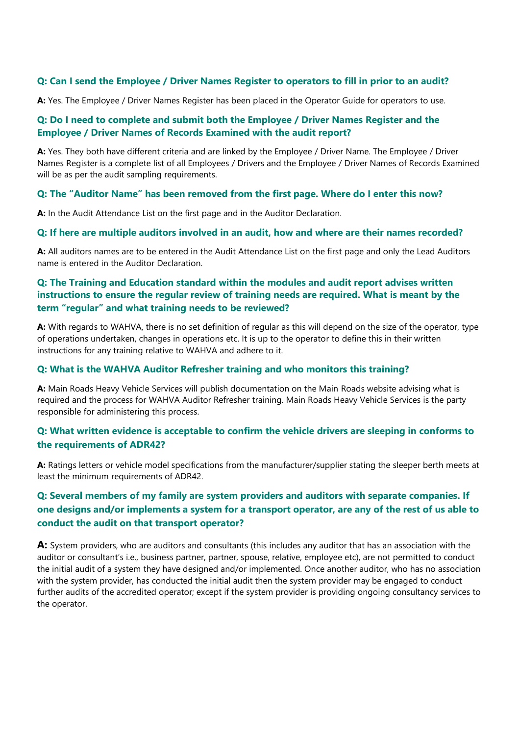### Q: Can I send the Employee / Driver Names Register to operators to fill in prior to an audit?

**A:** Yes. The Employee / Driver Names Register has been placed in the Operator Guide for operators to use.

### Q: Do I need to complete and submit both the Employee / Driver Names Register and the Employee / Driver Names of Records Examined with the audit report?

**A:** Yes. They both have different criteria and are linked by the Employee / Driver Name. The Employee / Driver Names Register is a complete list of all Employees / Drivers and the Employee / Driver Names of Records Examined will be as per the audit sampling requirements.

### Q: The "Auditor Name" has been removed from the first page. Where do I enter this now?

**A:** In the Audit Attendance List on the first page and in the Auditor Declaration.

### Q: If here are multiple auditors involved in an audit, how and where are their names recorded?

**A:** All auditors names are to be entered in the Audit Attendance List on the first page and only the Lead Auditors name is entered in the Auditor Declaration.

### Q: The Training and Education standard within the modules and audit report advises written instructions to ensure the regular review of training needs are required. What is meant by the term "regular" and what training needs to be reviewed?

**A:** With regards to WAHVA, there is no set definition of regular as this will depend on the size of the operator, type of operations undertaken, changes in operations etc. It is up to the operator to define this in their written instructions for any training relative to WAHVA and adhere to it.

### Q: What is the WAHVA Auditor Refresher training and who monitors this training?

**A:** Main Roads Heavy Vehicle Services will publish documentation on the Main Roads website advising what is required and the process for WAHVA Auditor Refresher training. Main Roads Heavy Vehicle Services is the party responsible for administering this process.

### Q: What written evidence is acceptable to confirm the vehicle drivers are sleeping in conforms to the requirements of ADR42?

**A:** Ratings letters or vehicle model specifications from the manufacturer/supplier stating the sleeper berth meets at least the minimum requirements of ADR42.

### Q: Several members of my family are system providers and auditors with separate companies. If one designs and/or implements a system for a transport operator, are any of the rest of us able to conduct the audit on that transport operator?

**A:** System providers, who are auditors and consultants (this includes any auditor that has an association with the auditor or consultant's i.e., business partner, partner, spouse, relative, employee etc), are not permitted to conduct the initial audit of a system they have designed and/or implemented. Once another auditor, who has no association with the system provider, has conducted the initial audit then the system provider may be engaged to conduct further audits of the accredited operator; except if the system provider is providing ongoing consultancy services to the operator.